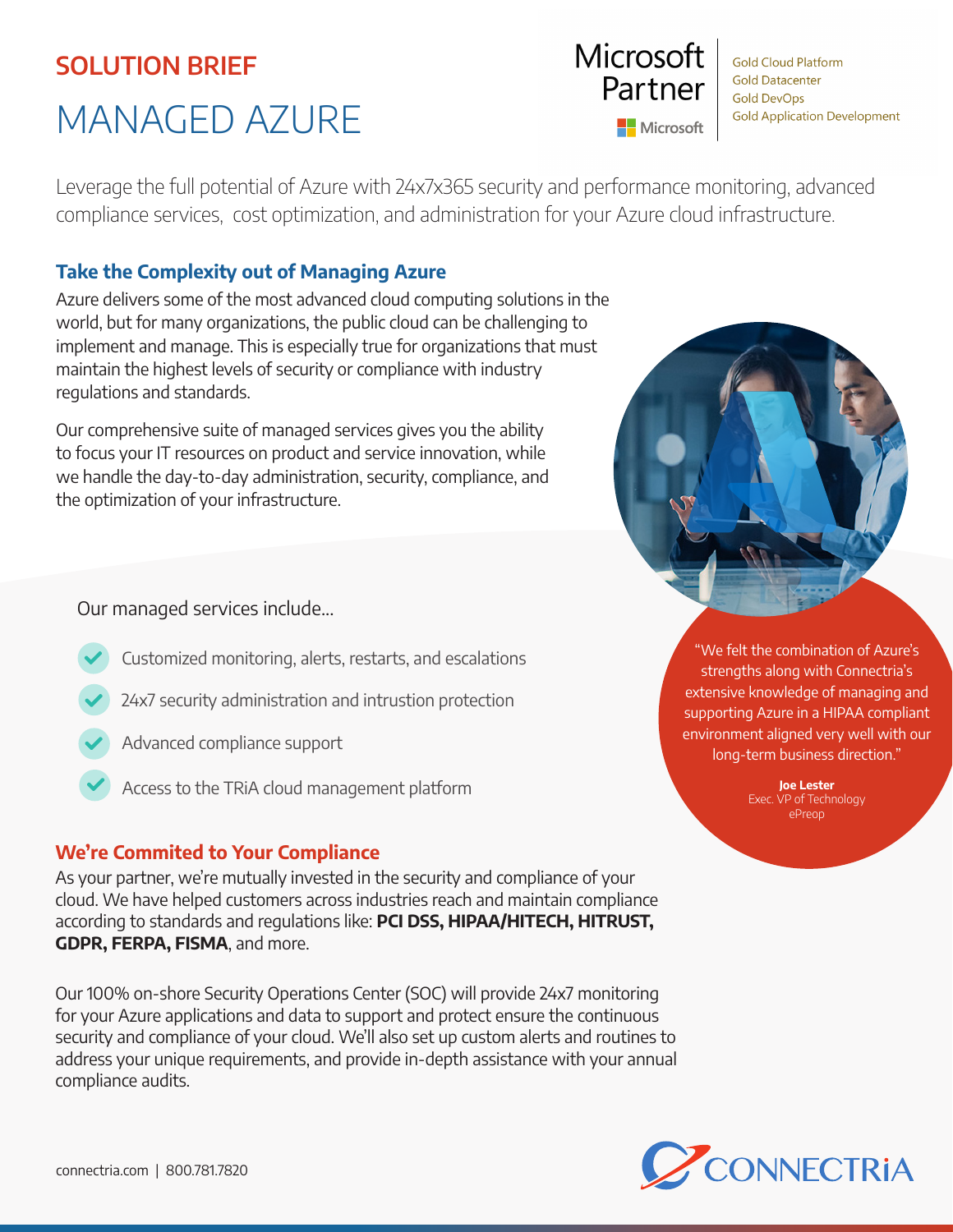**SOLUTION BRIEF**

# MANAGED AZURE

Microsoft Partner

Gold Cloud Platform
Gold Datacenter
Gold DevOps
Gold Application Development

Leverage the full potential of Azure with 24x7x365 security and performance monitoring, advanced compliance services, cost optimization, and administration for your Azure cloud infrastructure.

## Take the Complexity out of Managing Azure

Azure delivers some of the most advanced cloud computing solutions in the world, but for many organizations, the public cloud can be challenging to implement and manage. This is especially true for organizations that must maintain the highest levels of security or compliance with industry regulations and standards.

Our comprehensive suite of managed services gives you the ability to focus your IT resources on product and service innovation, while we handle the day-to-day administration, security, compliance, and the optimization of your infrastructure.

Our managed services include...

- Customized monitoring, alerts, restarts, and escalations
- 24x7 security administration and intrusion protection
- Advanced compliance support
- Access to the TRiA cloud management platform

"We felt the combination of Azure's strengths along with Connectria's extensive knowledge of managing and supporting Azure in a HIPAA compliant environment aligned very well with our long-term business direction."

**Joe Lester**
Exec. VP of Technology
ePreop

## We're Commited to Your Compliance

As your partner, we're mutually invested in the security and compliance of your cloud. We have helped customers across industries reach and maintain compliance according to standards and regulations like: **PCI DSS, HIPAA/HITECH, HITRUST, GDPR, FERPA, FISMA**, and more.

Our 100% on-shore Security Operations Center (SOC) will provide 24x7 monitoring for your Azure applications and data to support and protect ensure the continuous security and compliance of your cloud. We'll also set up custom alerts and routines to address your unique requirements, and provide in-depth assistance with your annual compliance audits.

connectria.com | 800.781.7820

CONNECTRiA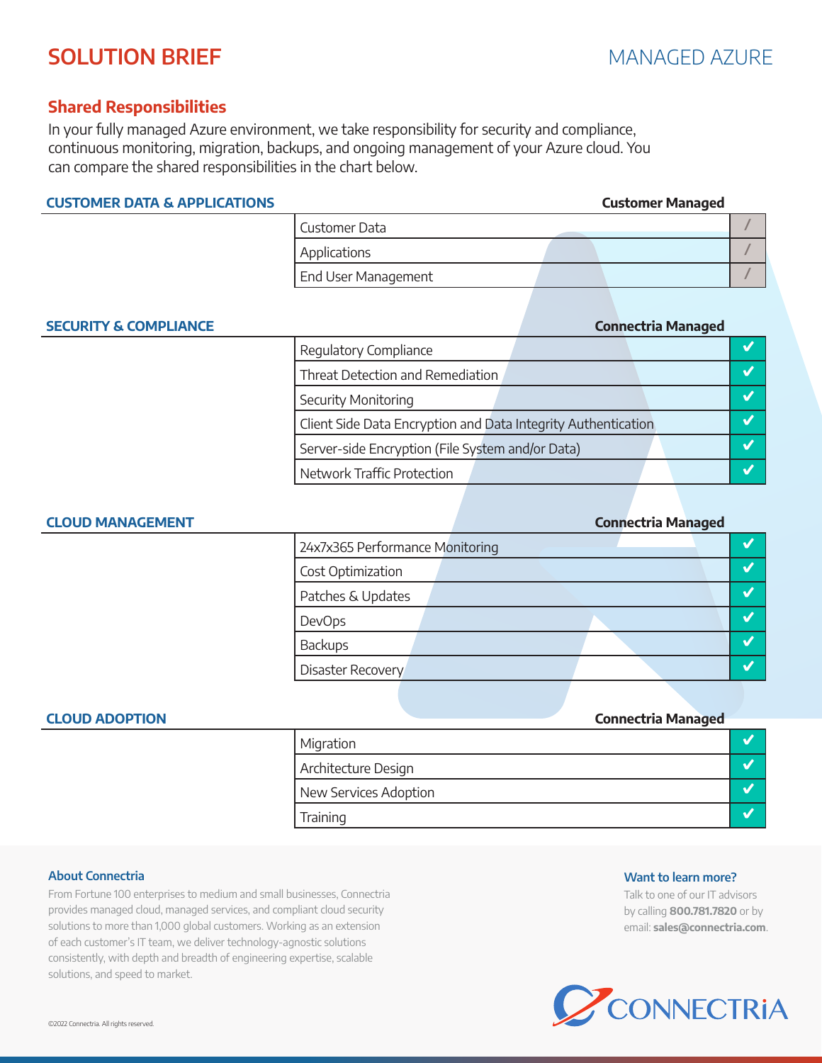# SOLUTION BRIEF

MANAGED AZURE

## Shared Responsibilities

In your fully managed Azure environment, we take responsibility for security and compliance, continuous monitoring, migration, backups, and ongoing management of your Azure cloud. You can compare the shared responsibilities in the chart below.

### CUSTOMER DATA & APPLICATIONS

| | Customer Managed |
|---|---|
| Customer Data | / |
| Applications | / |
| End User Management | / |

### SECURITY & COMPLIANCE

| | Connectria Managed |
|---|---|
| Regulatory Compliance | ✔ |
| Threat Detection and Remediation | ✔ |
| Security Monitoring | ✔ |
| Client Side Data Encryption and Data Integrity Authentication | ✔ |
| Server-side Encryption (File System and/or Data) | ✔ |
| Network Traffic Protection | ✔ |

### CLOUD MANAGEMENT

| | Connectria Managed |
|---|---|
| 24x7x365 Performance Monitoring | ✔ |
| Cost Optimization | ✔ |
| Patches & Updates | ✔ |
| DevOps | ✔ |
| Backups | ✔ |
| Disaster Recovery | ✔ |

### CLOUD ADOPTION

| | Connectria Managed |
|---|---|
| Migration | ✔ |
| Architecture Design | ✔ |
| New Services Adoption | ✔ |
| Training | ✔ |

**About Connectria**

From Fortune 100 enterprises to medium and small businesses, Connectria provides managed cloud, managed services, and compliant cloud security solutions to more than 1,000 global customers. Working as an extension of each customer's IT team, we deliver technology-agnostic solutions consistently, with depth and breadth of engineering expertise, scalable solutions, and speed to market.

**Want to learn more?**

Talk to one of our IT advisors by calling **800.781.7820** or by email: **sales@connectria.com**.

CONNECTRiA

©2022 Connectria. All rights reserved.